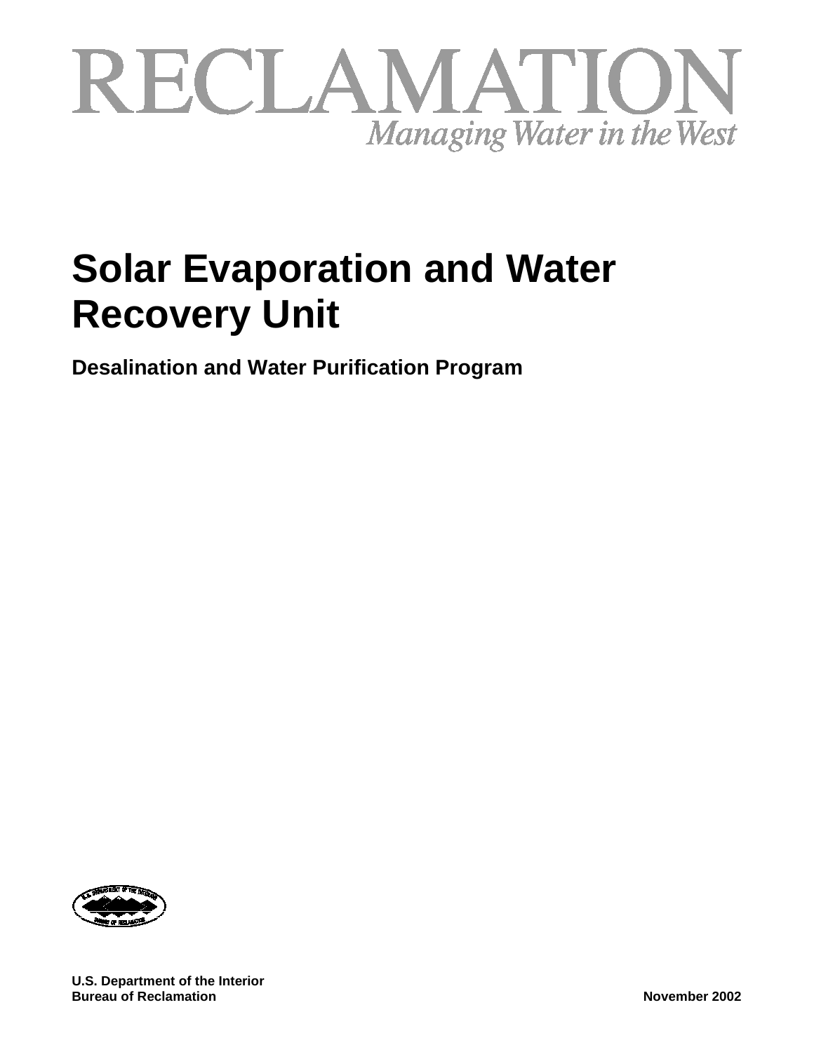RECLAMATION

*Managing Water in the West*

# Solar Evaporation and Water Recovery Unit

**Desalination and Water Purification Program**

**U.S. Department of the Interior**
**Bureau of Reclamation**

**November 2002**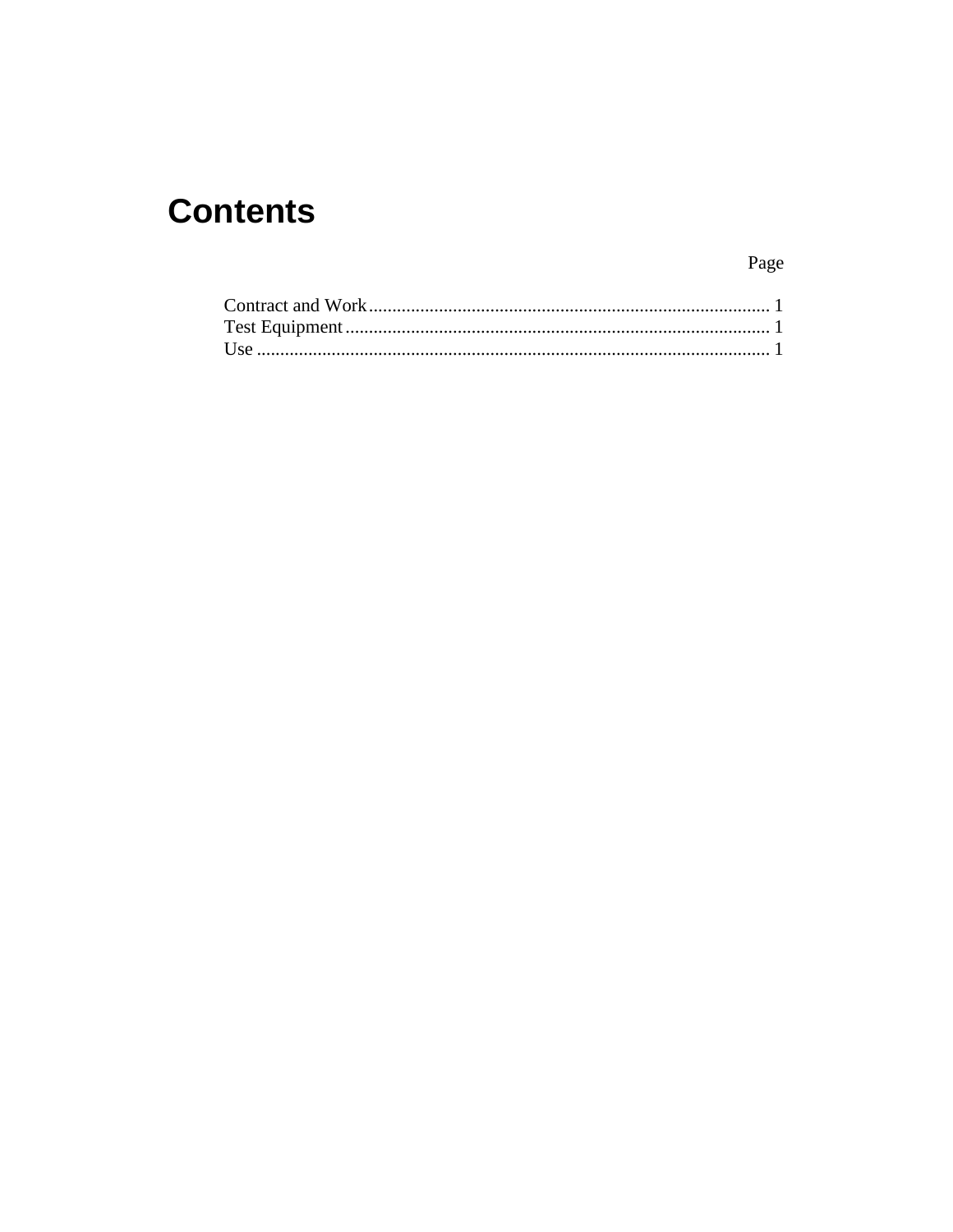# Contents

| | Page |
|---|---|
| Contract and Work | 1 |
| Test Equipment | 1 |
| Use | 1 |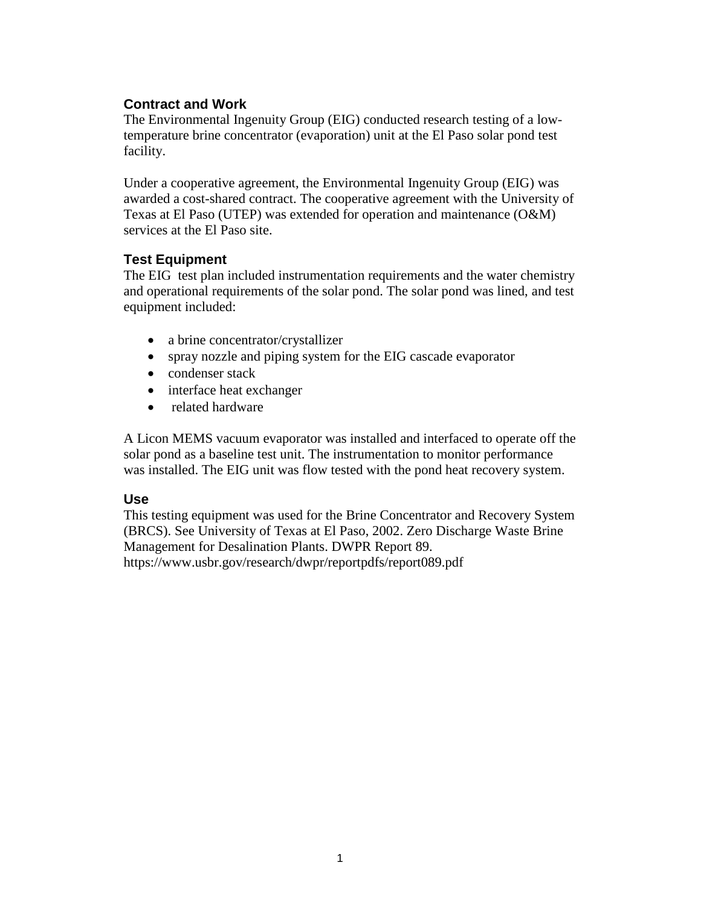## Contract and Work

The Environmental Ingenuity Group (EIG) conducted research testing of a low-temperature brine concentrator (evaporation) unit at the El Paso solar pond test facility.

Under a cooperative agreement, the Environmental Ingenuity Group (EIG) was awarded a cost-shared contract. The cooperative agreement with the University of Texas at El Paso (UTEP) was extended for operation and maintenance (O&M) services at the El Paso site.

## Test Equipment

The EIG test plan included instrumentation requirements and the water chemistry and operational requirements of the solar pond. The solar pond was lined, and test equipment included:

- a brine concentrator/crystallizer
- spray nozzle and piping system for the EIG cascade evaporator
- condenser stack
- interface heat exchanger
- related hardware

A Licon MEMS vacuum evaporator was installed and interfaced to operate off the solar pond as a baseline test unit. The instrumentation to monitor performance was installed. The EIG unit was flow tested with the pond heat recovery system.

## Use

This testing equipment was used for the Brine Concentrator and Recovery System (BRCS). See University of Texas at El Paso, 2002. Zero Discharge Waste Brine Management for Desalination Plants. DWPR Report 89. https://www.usbr.gov/research/dwpr/reportpdfs/report089.pdf